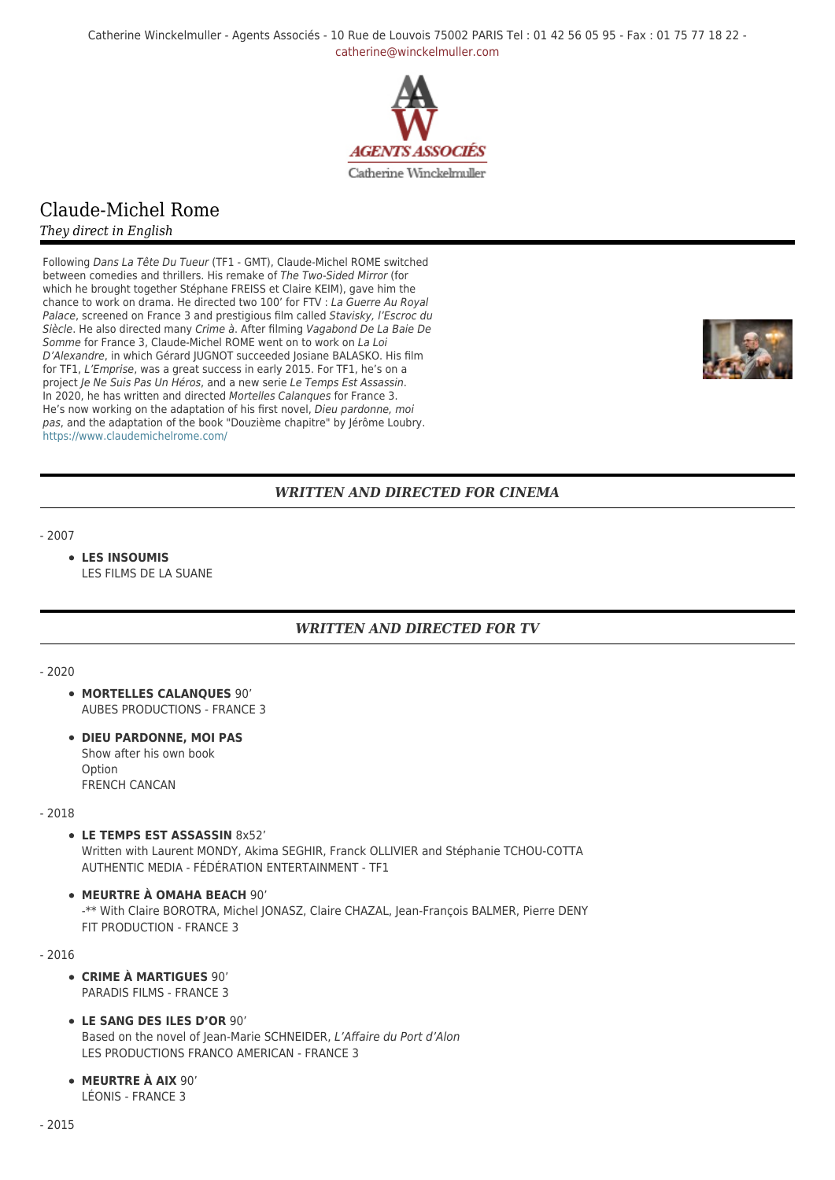Catherine Winckelmuller - Agents Associés - 10 Rue de Louvois 75002 PARIS Tel : 01 42 56 05 95 - Fax : 01 75 77 18 22 - catherine@winckelmuller.com

# Claude-Michel Rome

*They direct in English*

Following *Dans La Tête Du Tueur* (TF1 - GMT), Claude-Michel ROME switched between comedies and thrillers. His remake of *The Two-Sided Mirror* (for which he brought together Stéphane FREISS et Claire KEIM), gave him the chance to work on drama. He directed two 100' for FTV : *La Guerre Au Royal Palace*, screened on France 3 and prestigious film called *Stavisky, l'Escroc du Siècle*. He also directed many *Crime à*. After filming *Vagabond De La Baie De Somme* for France 3, Claude-Michel ROME went on to work on *La Loi D'Alexandre*, in which Gérard JUGNOT succeeded Josiane BALASKO. His film for TF1, *L'Emprise*, was a great success in early 2015. For TF1, he's on a project *Je Ne Suis Pas Un Héros*, and a new serie *Le Temps Est Assassin*.
In 2020, he has written and directed *Mortelles Calanques* for France 3.
He's now working on the adaptation of his first novel, *Dieu pardonne, moi pas*, and the adaptation of the book "Douzième chapitre" by Jérôme Loubry.
https://www.claudemichelrome.com/

## *WRITTEN AND DIRECTED FOR CINEMA*

- 2007

- **LES INSOUMIS**
  LES FILMS DE LA SUANE

## *WRITTEN AND DIRECTED FOR TV*

- 2020

- **MORTELLES CALANQUES** 90'
  AUBES PRODUCTIONS - FRANCE 3
- **DIEU PARDONNE, MOI PAS**
  Show after his own book
  Option
  FRENCH CANCAN

- 2018

- **LE TEMPS EST ASSASSIN** 8x52'
  Written with Laurent MONDY, Akima SEGHIR, Franck OLLIVIER and Stéphanie TCHOU-COTTA
  AUTHENTIC MEDIA - FÉDÉRATION ENTERTAINMENT - TF1
- **MEURTRE À OMAHA BEACH** 90'
  -** With Claire BOROTRA, Michel JONASZ, Claire CHAZAL, Jean-François BALMER, Pierre DENY
  FIT PRODUCTION - FRANCE 3

- 2016

- **CRIME À MARTIGUES** 90'
  PARADIS FILMS - FRANCE 3
- **LE SANG DES ILES D'OR** 90'
  Based on the novel of Jean-Marie SCHNEIDER, *L'Affaire du Port d'Alon*
  LES PRODUCTIONS FRANCO AMERICAN - FRANCE 3
- **MEURTRE À AIX** 90'
  LÉONIS - FRANCE 3

- 2015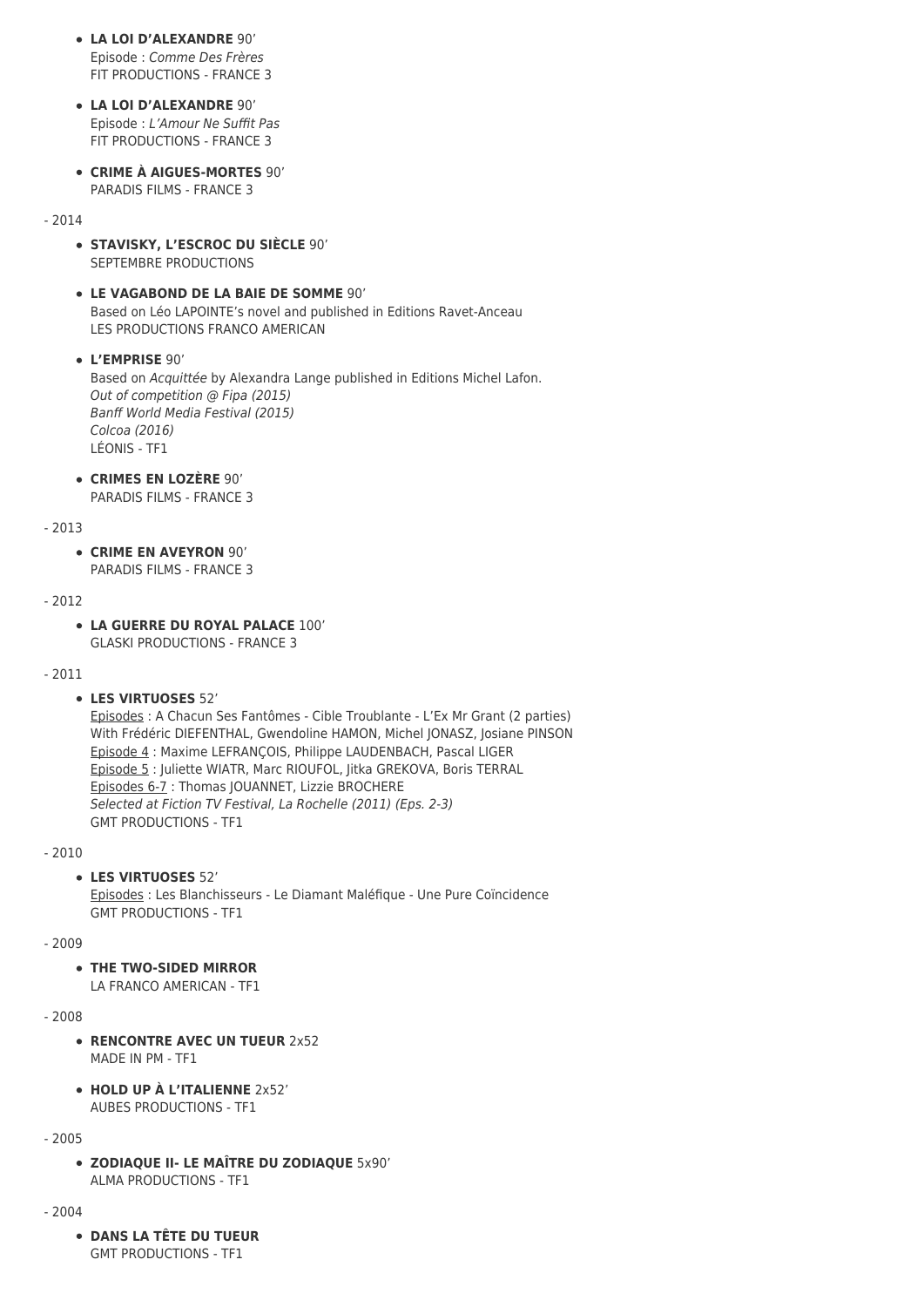- **LA LOI D'ALEXANDRE** 90'
  Episode : *Comme Des Frères*
  FIT PRODUCTIONS - FRANCE 3
- **LA LOI D'ALEXANDRE** 90'
  Episode : *L'Amour Ne Suffit Pas*
  FIT PRODUCTIONS - FRANCE 3
- **CRIME À AIGUES-MORTES** 90'
  PARADIS FILMS - FRANCE 3

- 2014

- **STAVISKY, L'ESCROC DU SIÈCLE** 90'
  SEPTEMBRE PRODUCTIONS
- **LE VAGABOND DE LA BAIE DE SOMME** 90'
  Based on Léo LAPOINTE's novel and published in Editions Ravet-Anceau
  LES PRODUCTIONS FRANCO AMERICAN
- **L'EMPRISE** 90'
  Based on *Acquittée* by Alexandra Lange published in Editions Michel Lafon.
  *Out of competition @ Fipa (2015)*
  *Banff World Media Festival (2015)*
  *Colcoa (2016)*
  LÉONIS - TF1
- **CRIMES EN LOZÈRE** 90'
  PARADIS FILMS - FRANCE 3

- 2013

- **CRIME EN AVEYRON** 90'
  PARADIS FILMS - FRANCE 3

- 2012

- **LA GUERRE DU ROYAL PALACE** 100'
  GLASKI PRODUCTIONS - FRANCE 3

- 2011

- **LES VIRTUOSES** 52'
  Episodes : A Chacun Ses Fantômes - Cible Troublante - L'Ex Mr Grant (2 parties)
  With Frédéric DIEFENTHAL, Gwendoline HAMON, Michel JONASZ, Josiane PINSON
  Episode 4 : Maxime LEFRANÇOIS, Philippe LAUDENBACH, Pascal LIGER
  Episode 5 : Juliette WIATR, Marc RIOUFOL, Jitka GREKOVA, Boris TERRAL
  Episodes 6-7 : Thomas JOUANNET, Lizzie BROCHERE
  *Selected at Fiction TV Festival, La Rochelle (2011) (Eps. 2-3)*
  GMT PRODUCTIONS - TF1

- 2010

- **LES VIRTUOSES** 52'
  Episodes : Les Blanchisseurs - Le Diamant Maléfique - Une Pure Coïncidence
  GMT PRODUCTIONS - TF1

- 2009

- **THE TWO-SIDED MIRROR**
  LA FRANCO AMERICAN - TF1

- 2008

- **RENCONTRE AVEC UN TUEUR** 2x52
  MADE IN PM - TF1
- **HOLD UP À L'ITALIENNE** 2x52'
  AUBES PRODUCTIONS - TF1

- 2005

- **ZODIAQUE II- LE MAÎTRE DU ZODIAQUE** 5x90'
  ALMA PRODUCTIONS - TF1

- 2004

- **DANS LA TÊTE DU TUEUR**
  GMT PRODUCTIONS - TF1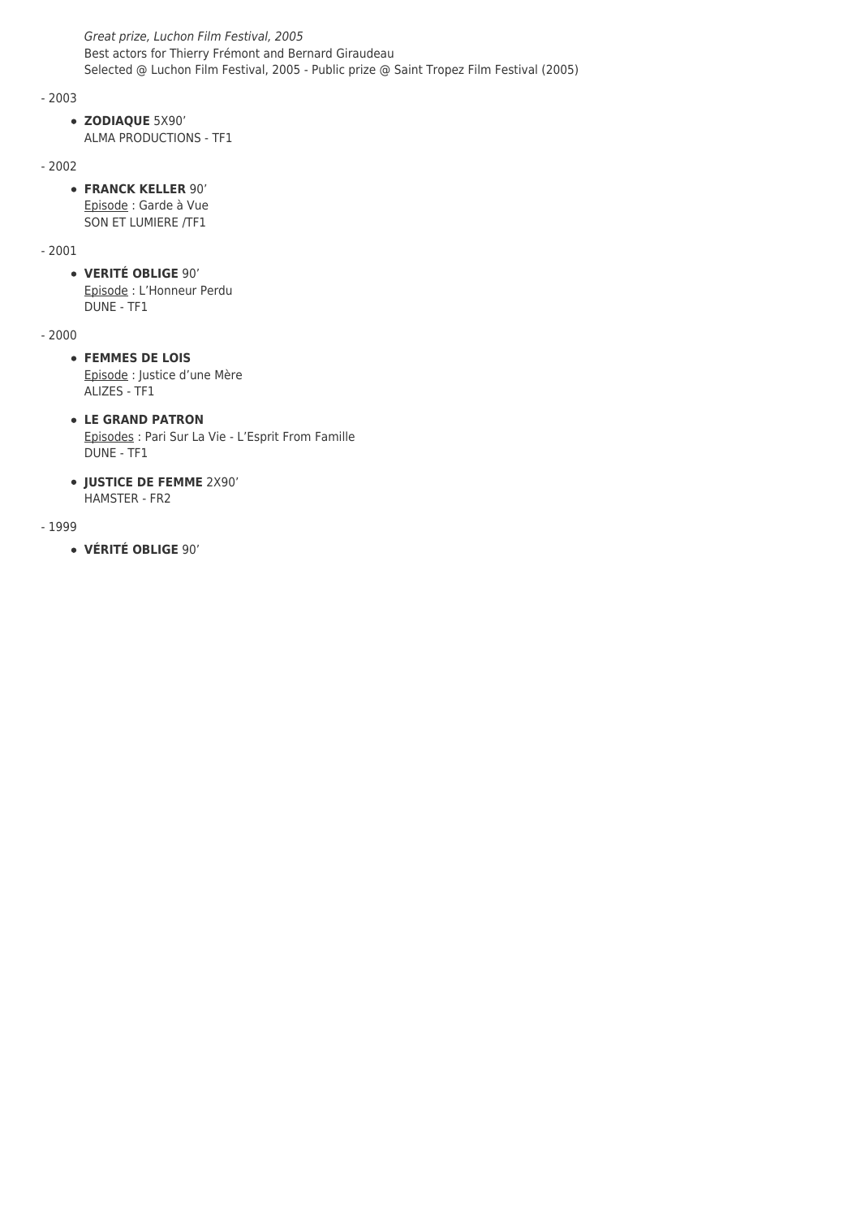*Great prize, Luchon Film Festival, 2005*
Best actors for Thierry Frémont and Bernard Giraudeau
Selected @ Luchon Film Festival, 2005 - Public prize @ Saint Tropez Film Festival (2005)

- 2003

- **ZODIAQUE** 5X90'
  ALMA PRODUCTIONS - TF1

- 2002

- **FRANCK KELLER** 90'
  Episode : Garde à Vue
  SON ET LUMIERE /TF1

- 2001

- **VERITÉ OBLIGE** 90'
  Episode : L'Honneur Perdu
  DUNE - TF1

- 2000

- **FEMMES DE LOIS**
  Episode : Justice d'une Mère
  ALIZES - TF1

- **LE GRAND PATRON**
  Episodes : Pari Sur La Vie - L'Esprit From Famille
  DUNE - TF1

- **JUSTICE DE FEMME** 2X90'
  HAMSTER - FR2

- 1999

- **VÉRITÉ OBLIGE** 90'